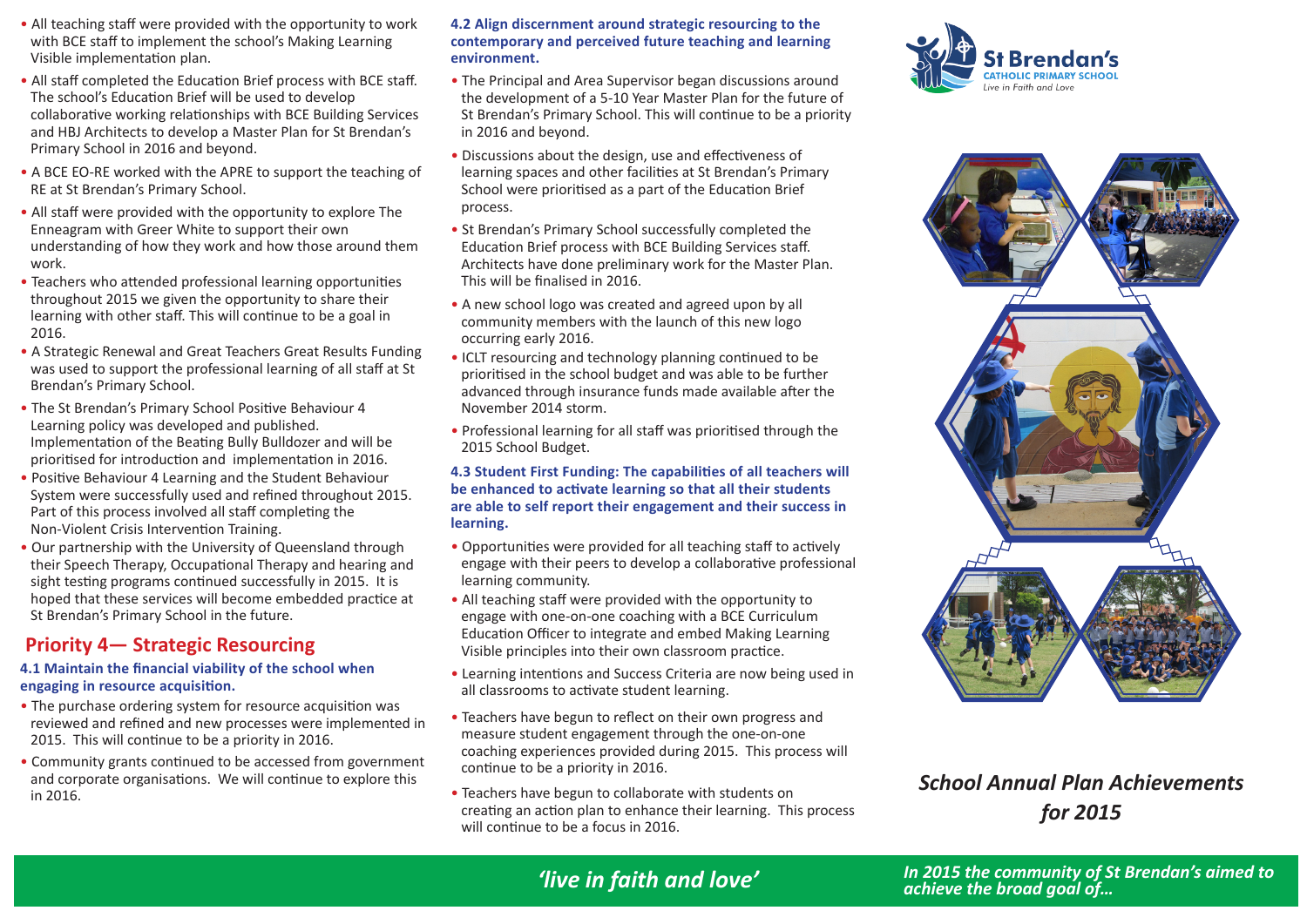- All teaching staff were provided with the opportunity to work with BCE staff to implement the school's Making Learning Visible implementation plan.
- All staff completed the Education Brief process with BCE staff. The school's Education Brief will be used to develop collaborative working relationships with BCE Building Services and HBJ Architects to develop a Master Plan for St Brendan's Primary School in 2016 and beyond.
- A BCE EO-RE worked with the APRE to support the teaching of RE at St Brendan's Primary School.
- All staff were provided with the opportunity to explore The Enneagram with Greer White to support their own understanding of how they work and how those around them work.
- Teachers who attended professional learning opportunities throughout 2015 we given the opportunity to share their learning with other staff. This will continue to be a goal in 2016.
- A Strategic Renewal and Great Teachers Great Results Funding was used to support the professional learning of all staff at St Brendan's Primary School.
- The St Brendan's Primary School Positive Behaviour 4 Learning policy was developed and published. Implementation of the Beating Bully Bulldozer and will be prioritised for introduction and implementation in 2016.
- Positive Behaviour 4 Learning and the Student Behaviour System were successfully used and refined throughout 2015. Part of this process involved all staff completing the Non-Violent Crisis Intervention Training.
- Our partnership with the University of Queensland through their Speech Therapy, Occupational Therapy and hearing and sight testing programs continued successfully in 2015. It is hoped that these services will become embedded practice at St Brendan's Primary School in the future.

## Priority 4— Strategic Resourcing

### 4.1 Maintain the financial viability of the school when engaging in resource acquisition.

- The purchase ordering system for resource acquisition was reviewed and refined and new processes were implemented in 2015. This will continue to be a priority in 2016.
- Community grants continued to be accessed from government and corporate organisations. We will continue to explore this in 2016.

### 4.2 Align discernment around strategic resourcing to the contemporary and perceived future teaching and learning environment.

- The Principal and Area Supervisor began discussions around the development of a 5-10 Year Master Plan for the future of St Brendan's Primary School. This will continue to be a priority in 2016 and beyond.
- Discussions about the design, use and effectiveness of learning spaces and other facilities at St Brendan's Primary School were prioritised as a part of the Education Brief process.
- St Brendan's Primary School successfully completed the Education Brief process with BCE Building Services staff. Architects have done preliminary work for the Master Plan. This will be finalised in 2016.
- A new school logo was created and agreed upon by all community members with the launch of this new logo occurring early 2016.
- ICLT resourcing and technology planning continued to be prioritised in the school budget and was able to be further advanced through insurance funds made available after the November 2014 storm.
- Professional learning for all staff was prioritised through the 2015 School Budget.

### 4.3 Student First Funding: The capabilities of all teachers will be enhanced to activate learning so that all their students are able to self report their engagement and their success in learning.

- Opportunities were provided for all teaching staff to actively engage with their peers to develop a collaborative professional learning community.
- All teaching staff were provided with the opportunity to engage with one-on-one coaching with a BCE Curriculum Education Officer to integrate and embed Making Learning Visible principles into their own classroom practice.
- Learning intentions and Success Criteria are now being used in all classrooms to activate student learning.
- Teachers have begun to reflect on their own progress and measure student engagement through the one-on-one coaching experiences provided during 2015. This process will continue to be a priority in 2016.
- Teachers have begun to collaborate with students on creating an action plan to enhance their learning. This process will continue to be a focus in 2016.

**St Brendan's**
**CATHOLIC PRIMARY SCHOOL**
*Live in Faith and Love*

## *School Annual Plan Achievements for 2015*

***'live in faith and love'***

***In 2015 the community of St Brendan's aimed to achieve the broad goal of…***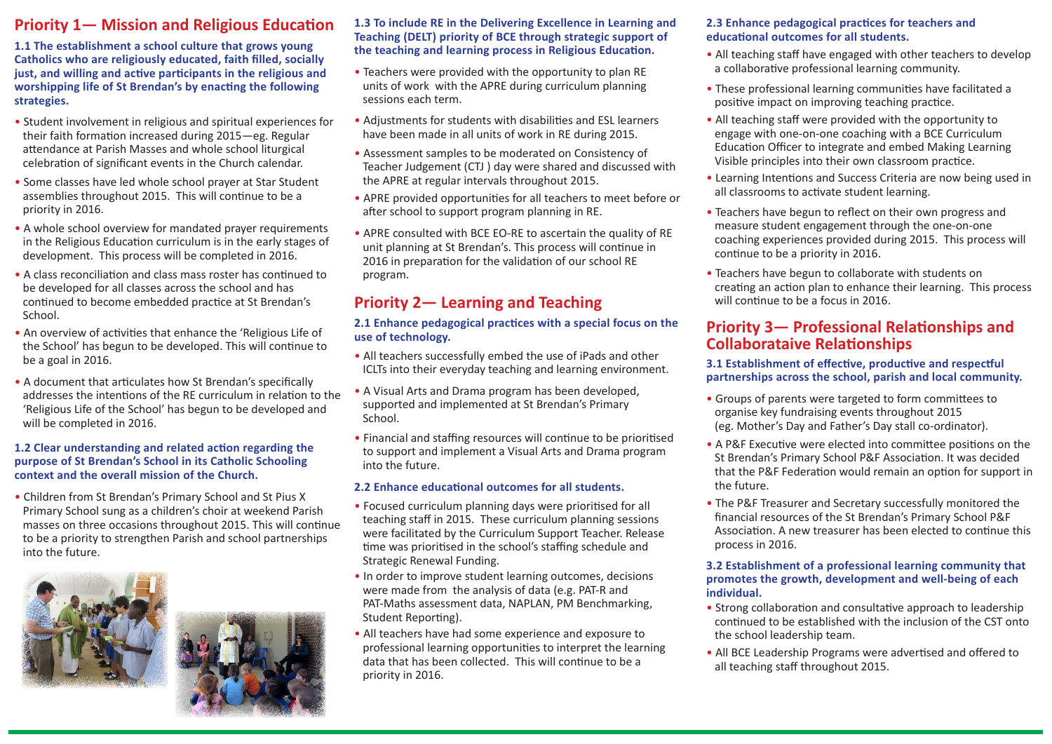## Priority 1— Mission and Religious Education

**1.1 The establishment a school culture that grows young Catholics who are religiously educated, faith filled, socially just, and willing and active participants in the religious and worshipping life of St Brendan's by enacting the following strategies.**

- Student involvement in religious and spiritual experiences for their faith formation increased during 2015—eg. Regular attendance at Parish Masses and whole school liturgical celebration of significant events in the Church calendar.
- Some classes have led whole school prayer at Star Student assemblies throughout 2015. This will continue to be a priority in 2016.
- A whole school overview for mandated prayer requirements in the Religious Education curriculum is in the early stages of development. This process will be completed in 2016.
- A class reconciliation and class mass roster has continued to be developed for all classes across the school and has continued to become embedded practice at St Brendan's School.
- An overview of activities that enhance the 'Religious Life of the School' has begun to be developed. This will continue to be a goal in 2016.
- A document that articulates how St Brendan's specifically addresses the intentions of the RE curriculum in relation to the 'Religious Life of the School' has begun to be developed and will be completed in 2016.

**1.2 Clear understanding and related action regarding the purpose of St Brendan's School in its Catholic Schooling context and the overall mission of the Church.**

- Children from St Brendan's Primary School and St Pius X Primary School sung as a children's choir at weekend Parish masses on three occasions throughout 2015. This will continue to be a priority to strengthen Parish and school partnerships into the future.

**1.3 To include RE in the Delivering Excellence in Learning and Teaching (DELT) priority of BCE through strategic support of the teaching and learning process in Religious Education.**

- Teachers were provided with the opportunity to plan RE units of work with the APRE during curriculum planning sessions each term.
- Adjustments for students with disabilities and ESL learners have been made in all units of work in RE during 2015.
- Assessment samples to be moderated on Consistency of Teacher Judgement (CTJ ) day were shared and discussed with the APRE at regular intervals throughout 2015.
- APRE provided opportunities for all teachers to meet before or after school to support program planning in RE.
- APRE consulted with BCE EO-RE to ascertain the quality of RE unit planning at St Brendan's. This process will continue in 2016 in preparation for the validation of our school RE program.

## Priority 2— Learning and Teaching

**2.1 Enhance pedagogical practices with a special focus on the use of technology.**

- All teachers successfully embed the use of iPads and other ICLTs into their everyday teaching and learning environment.
- A Visual Arts and Drama program has been developed, supported and implemented at St Brendan's Primary School.
- Financial and staffing resources will continue to be prioritised to support and implement a Visual Arts and Drama program into the future.

**2.2 Enhance educational outcomes for all students.**

- Focused curriculum planning days were prioritised for all teaching staff in 2015. These curriculum planning sessions were facilitated by the Curriculum Support Teacher. Release time was prioritised in the school's staffing schedule and Strategic Renewal Funding.
- In order to improve student learning outcomes, decisions were made from the analysis of data (e.g. PAT-R and PAT-Maths assessment data, NAPLAN, PM Benchmarking, Student Reporting).
- All teachers have had some experience and exposure to professional learning opportunities to interpret the learning data that has been collected. This will continue to be a priority in 2016.

**2.3 Enhance pedagogical practices for teachers and educational outcomes for all students.**

- All teaching staff have engaged with other teachers to develop a collaborative professional learning community.
- These professional learning communities have facilitated a positive impact on improving teaching practice.
- All teaching staff were provided with the opportunity to engage with one-on-one coaching with a BCE Curriculum Education Officer to integrate and embed Making Learning Visible principles into their own classroom practice.
- Learning Intentions and Success Criteria are now being used in all classrooms to activate student learning.
- Teachers have begun to reflect on their own progress and measure student engagement through the one-on-one coaching experiences provided during 2015. This process will continue to be a priority in 2016.
- Teachers have begun to collaborate with students on creating an action plan to enhance their learning. This process will continue to be a focus in 2016.

## Priority 3— Professional Relationships and Collaborataive Relationships

**3.1 Establishment of effective, productive and respectful partnerships across the school, parish and local community.**

- Groups of parents were targeted to form committees to organise key fundraising events throughout 2015 (eg. Mother's Day and Father's Day stall co-ordinator).
- A P&F Executive were elected into committee positions on the St Brendan's Primary School P&F Association. It was decided that the P&F Federation would remain an option for support in the future.
- The P&F Treasurer and Secretary successfully monitored the financial resources of the St Brendan's Primary School P&F Association. A new treasurer has been elected to continue this process in 2016.

**3.2 Establishment of a professional learning community that promotes the growth, development and well-being of each individual.**

- Strong collaboration and consultative approach to leadership continued to be established with the inclusion of the CST onto the school leadership team.
- All BCE Leadership Programs were advertised and offered to all teaching staff throughout 2015.